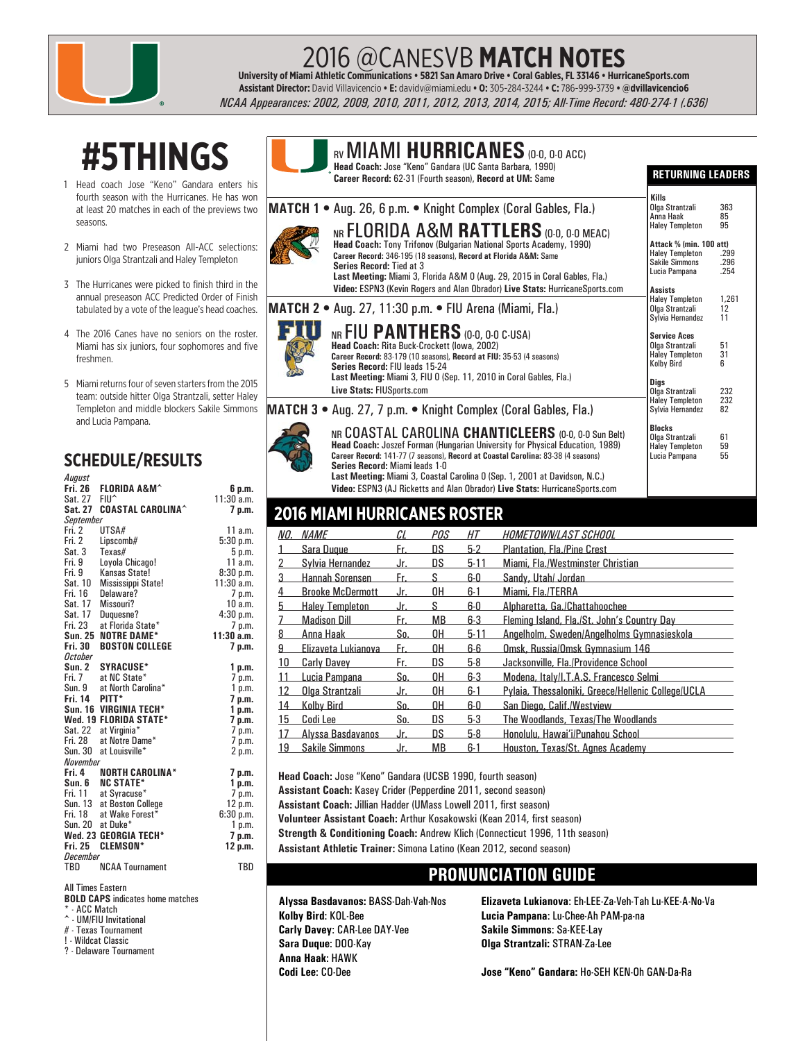# 2016 @CANESVB MATCH NOTES

**University of Miami Athletic Communications • 5821 San Amaro Drive • Coral Gables, FL 33146 • HurricaneSports.com**
**Assistant Director:** David Villavicencio • **E:** davidv@miami.edu • **O:** 305-284-3244 • **C:** 786-999-3739 • **@dvillavicencio6**
*NCAA Appearances: 2002, 2009, 2010, 2011, 2012, 2013, 2014, 2015; All-Time Record: 480-274-1 (.636)*

## #5THINGS

1. Head coach Jose "Keno" Gandara enters his fourth season with the Hurricanes. He has won at least 20 matches in each of the previews two seasons.
2. Miami had two Preseason All-ACC selections: juniors Olga Strantzali and Haley Templeton
3. The Hurricanes were picked to finish third in the annual preseason ACC Predicted Order of Finish tabulated by a vote of the league's head coaches.
4. The 2016 Canes have no seniors on the roster. Miami has six juniors, four sophomores and five freshmen.
5. Miami returns four of seven starters from the 2015 team: outside hitter Olga Strantzali, setter Haley Templeton and middle blockers Sakile Simmons and Lucia Pampana.

## SCHEDULE/RESULTS

| Date | Opponent | Time |
|---|---|---|
| *August* | | |
| **Fri. 26** | **FLORIDA A&M^** | **6 p.m.** |
| Sat. 27 | FIU^ | 11:30 a.m. |
| **Sat. 27** | **COASTAL CAROLINA^** | **7 p.m.** |
| *September* | | |
| Fri. 2 | UTSA# | 11 a.m. |
| Fri. 2 | Lipscomb# | 5:30 p.m. |
| Sat. 3 | Texas# | 5 p.m. |
| Fri. 9 | Loyola Chicago! | 11 a.m. |
| Fri. 9 | Kansas State! | 8:30 p.m. |
| Sat. 10 | Mississippi State! | 11:30 a.m. |
| Fri. 16 | Delaware? | 7 p.m. |
| Sat. 17 | Missouri? | 10 a.m. |
| Sat. 17 | Duquesne? | 4:30 p.m. |
| Fri. 23 | at Florida State* | 7 p.m. |
| **Sun. 25** | **NOTRE DAME*** | **11:30 a.m.** |
| **Fri. 30** | **BOSTON COLLEGE** | **7 p.m.** |
| *October* | | |
| **Sun. 2** | **SYRACUSE*** | **1 p.m.** |
| Fri. 7 | at NC State* | 7 p.m. |
| Sun. 9 | at North Carolina* | 1 p.m. |
| **Fri. 14** | **PITT*** | **7 p.m.** |
| **Sun. 16** | **VIRGINIA TECH*** | **1 p.m.** |
| **Wed. 19** | **FLORIDA STATE*** | **7 p.m.** |
| Sat. 22 | at Virginia* | 7 p.m. |
| Fri. 28 | at Notre Dame* | 7 p.m. |
| Sun. 30 | at Louisville* | 2 p.m. |
| *November* | | |
| **Fri. 4** | **NORTH CAROLINA*** | **7 p.m.** |
| **Sun. 6** | **NC STATE*** | **1 p.m.** |
| Fri. 11 | at Syracuse* | 7 p.m. |
| Sun. 13 | at Boston College | 12 p.m. |
| Fri. 18 | at Wake Forest* | 6:30 p.m. |
| Sun. 20 | at Duke* | 1 p.m. |
| **Wed. 23** | **GEORGIA TECH*** | **7 p.m.** |
| **Fri. 25** | **CLEMSON*** | **12 p.m.** |
| *December* | | |
| TBD | NCAA Tournament | TBD |

All Times Eastern
**BOLD CAPS** indicates home matches
* - ACC Match
^ - UM/FIU Invitational
# - Texas Tournament
! - Wildcat Classic
? - Delaware Tournament

## RV MIAMI HURRICANES (0-0, 0-0 ACC)

**Head Coach:** Jose "Keno" Gandara (UC Santa Barbara, 1990)
**Career Record:** 62-31 (Fourth season), **Record at UM:** Same

### MATCH 1 • Aug. 26, 6 p.m. • Knight Complex (Coral Gables, Fla.)

**NR FLORIDA A&M RATTLERS** (0-0, 0-0 MEAC)
**Head Coach:** Tony Trifonov (Bulgarian National Sports Academy, 1990)
**Career Record:** 346-195 (18 seasons), **Record at Florida A&M:** Same
**Series Record:** Tied at 3
**Last Meeting:** Miami 3, Florida A&M 0 (Aug. 29, 2015 in Coral Gables, Fla.)
**Video:** ESPN3 (Kevin Rogers and Alan Obrador) **Live Stats:** HurricaneSports.com

### MATCH 2 • Aug. 27, 11:30 p.m. • FIU Arena (Miami, Fla.)

**NR FIU PANTHERS** (0-0, 0-0 C-USA)
**Head Coach:** Rita Buck-Crockett (Iowa, 2002)
**Career Record:** 83-179 (10 seasons), **Record at FIU:** 35-53 (4 seasons)
**Series Record:** FIU leads 15-24
**Last Meeting:** Miami 3, FIU 0 (Sep. 11, 2010 in Coral Gables, Fla.)
**Live Stats:** FIUSports.com

### MATCH 3 • Aug. 27, 7 p.m. • Knight Complex (Coral Gables, Fla.)

**NR COASTAL CAROLINA CHANTICLEERS** (0-0, 0-0 Sun Belt)
**Head Coach:** Joszef Forman (Hungarian University for Physical Education, 1989)
**Career Record:** 141-77 (7 seasons), **Record at Coastal Carolina:** 83-38 (4 seasons)
**Series Record:** Miami leads 1-0
**Last Meeting:** Miami 3, Coastal Carolina 0 (Sep. 1, 2001 at Davidson, N.C.)
**Video:** ESPN3 (AJ Ricketts and Alan Obrador) **Live Stats:** HurricaneSports.com

## RETURNING LEADERS

| Category | Player | Stat |
|---|---|---|
| **Kills** | Olga Strantzali | 363 |
| | Anna Haak | 85 |
| | Haley Templeton | 95 |
| **Attack % (min. 100 att)** | Haley Templeton | .299 |
| | Sakile Simmons | .296 |
| | Lucia Pampana | .254 |
| **Assists** | Haley Templeton | 1,261 |
| | Olga Strantzali | 12 |
| | Sylvia Hernandez | 11 |
| **Service Aces** | Olga Strantzali | 51 |
| | Haley Templeton | 31 |
| | Kolby Bird | 6 |
| **Digs** | Olga Strantzali | 232 |
| | Haley Templeton | 232 |
| | Sylvia Hernandez | 82 |
| **Blocks** | Olga Strantzali | 61 |
| | Haley Templeton | 59 |
| | Lucia Pampana | 55 |

## 2016 MIAMI HURRICANES ROSTER

| NO. | NAME | CL | POS | HT | HOMETOWN/LAST SCHOOL |
|---|---|---|---|---|---|
| 1 | Sara Duque | Fr. | DS | 5-2 | Plantation, Fla./Pine Crest |
| 2 | Sylvia Hernandez | Jr. | DS | 5-11 | Miami, Fla./Westminster Christian |
| 3 | Hannah Sorensen | Fr. | S | 6-0 | Sandy, Utah/ Jordan |
| 4 | Brooke McDermott | Jr. | OH | 6-1 | Miami, Fla./TERRA |
| 5 | Haley Templeton | Jr. | S | 6-0 | Alpharetta, Ga./Chattahoochee |
| 7 | Madison Dill | Fr. | MB | 6-3 | Fleming Island, Fla./St. John's Country Day |
| 8 | Anna Haak | So. | OH | 5-11 | Angelholm, Sweden/Angelholms Gymnasieskola |
| 9 | Elizaveta Lukianova | Fr. | OH | 6-6 | Omsk, Russia/Omsk Gymnasium 146 |
| 10 | Carly Davey | Fr. | DS | 5-8 | Jacksonville, Fla./Providence School |
| 11 | Lucia Pampana | So. | OH | 6-3 | Modena, Italy/I.T.A.S. Francesco Selmi |
| 12 | Olga Strantzali | Jr. | OH | 6-1 | Pylaia, Thessaloniki, Greece/Hellenic College/UCLA |
| 14 | Kolby Bird | So. | OH | 6-0 | San Diego, Calif./Westview |
| 15 | Codi Lee | So. | DS | 5-3 | The Woodlands, Texas/The Woodlands |
| 17 | Alyssa Basdavanos | Jr. | DS | 5-8 | Honolulu, Hawai'i/Punahou School |
| 19 | Sakile Simmons | Jr. | MB | 6-1 | Houston, Texas/St. Agnes Academy |

**Head Coach:** Jose "Keno" Gandara (UCSB 1990, fourth season)
**Assistant Coach:** Kasey Crider (Pepperdine 2011, second season)
**Assistant Coach:** Jillian Hadder (UMass Lowell 2011, first season)
**Volunteer Assistant Coach:** Arthur Kosakowski (Kean 2014, first season)
**Strength & Conditioning Coach:** Andrew Klich (Connecticut 1996, 11th season)
**Assistant Athletic Trainer:** Simona Latino (Kean 2012, second season)

## PRONUNCIATION GUIDE

**Alyssa Basdavanos**: BASS-Dah-Vah-Nos
**Kolby Bird**: KOL-Bee
**Carly Davey**: CAR-Lee DAY-Vee
**Sara Duque**: DOO-Kay
**Anna Haak**: HAWK
**Codi Lee**: CO-Dee
**Elizaveta Lukianova**: Eh-LEE-Za-Veh-Tah Lu-KEE-A-No-Va
**Lucia Pampana**: Lu-Chee-Ah PAM-pa-na
**Sakile Simmons**: Sa-KEE-Lay
**Olga Strantzali:** STRAN-Za-Lee

**Jose "Keno" Gandara:** Ho-SEH KEN-Oh GAN-Da-Ra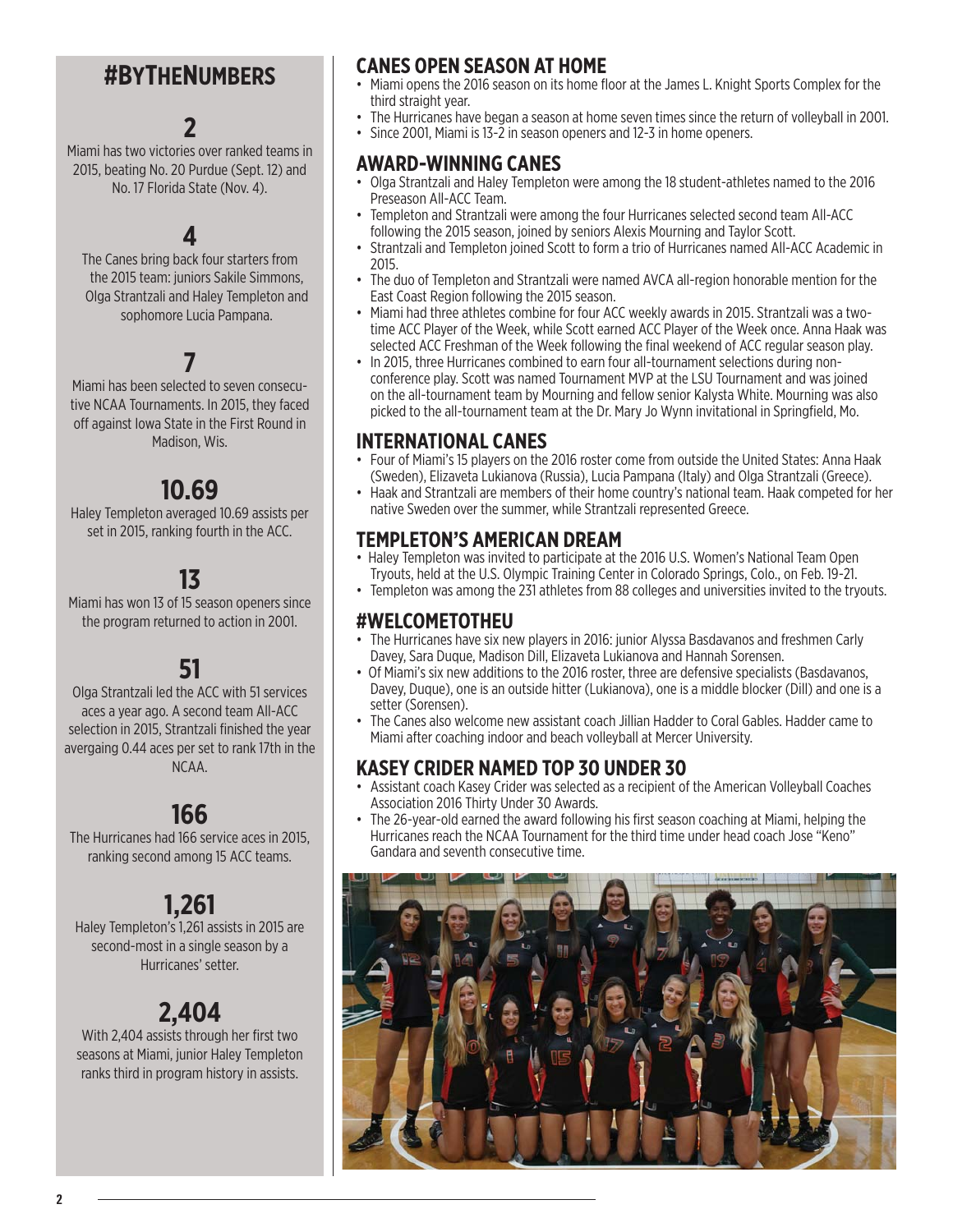## #ByTheNumbers

### 2

Miami has two victories over ranked teams in 2015, beating No. 20 Purdue (Sept. 12) and No. 17 Florida State (Nov. 4).

### 4

The Canes bring back four starters from the 2015 team: juniors Sakile Simmons, Olga Strantzali and Haley Templeton and sophomore Lucia Pampana.

### 7

Miami has been selected to seven consecutive NCAA Tournaments. In 2015, they faced off against Iowa State in the First Round in Madison, Wis.

### 10.69

Haley Templeton averaged 10.69 assists per set in 2015, ranking fourth in the ACC.

### 13

Miami has won 13 of 15 season openers since the program returned to action in 2001.

### 51

Olga Strantzali led the ACC with 51 services aces a year ago. A second team All-ACC selection in 2015, Strantzali finished the year avergaing 0.44 aces per set to rank 17th in the NCAA.

### 166

The Hurricanes had 166 service aces in 2015, ranking second among 15 ACC teams.

### 1,261

Haley Templeton's 1,261 assists in 2015 are second-most in a single season by a Hurricanes' setter.

### 2,404

With 2,404 assists through her first two seasons at Miami, junior Haley Templeton ranks third in program history in assists.

## CANES OPEN SEASON AT HOME

- Miami opens the 2016 season on its home floor at the James L. Knight Sports Complex for the third straight year.
- The Hurricanes have began a season at home seven times since the return of volleyball in 2001.
- Since 2001, Miami is 13-2 in season openers and 12-3 in home openers.

## AWARD-WINNING CANES

- Olga Strantzali and Haley Templeton were among the 18 student-athletes named to the 2016 Preseason All-ACC Team.
- Templeton and Strantzali were among the four Hurricanes selected second team All-ACC following the 2015 season, joined by seniors Alexis Mourning and Taylor Scott.
- Strantzali and Templeton joined Scott to form a trio of Hurricanes named All-ACC Academic in 2015.
- The duo of Templeton and Strantzali were named AVCA all-region honorable mention for the East Coast Region following the 2015 season.
- Miami had three athletes combine for four ACC weekly awards in 2015. Strantzali was a two-time ACC Player of the Week, while Scott earned ACC Player of the Week once. Anna Haak was selected ACC Freshman of the Week following the final weekend of ACC regular season play.
- In 2015, three Hurricanes combined to earn four all-tournament selections during non-conference play. Scott was named Tournament MVP at the LSU Tournament and was joined on the all-tournament team by Mourning and fellow senior Kalysta White. Mourning was also picked to the all-tournament team at the Dr. Mary Jo Wynn invitational in Springfield, Mo.

## INTERNATIONAL CANES

- Four of Miami's 15 players on the 2016 roster come from outside the United States: Anna Haak (Sweden), Elizaveta Lukianova (Russia), Lucia Pampana (Italy) and Olga Strantzali (Greece).
- Haak and Strantzali are members of their home country's national team. Haak competed for her native Sweden over the summer, while Strantzali represented Greece.

## TEMPLETON'S AMERICAN DREAM

- Haley Templeton was invited to participate at the 2016 U.S. Women's National Team Open Tryouts, held at the U.S. Olympic Training Center in Colorado Springs, Colo., on Feb. 19-21.
- Templeton was among the 231 athletes from 88 colleges and universities invited to the tryouts.

## #WELCOMETOTHEU

- The Hurricanes have six new players in 2016: junior Alyssa Basdavanos and freshmen Carly Davey, Sara Duque, Madison Dill, Elizaveta Lukianova and Hannah Sorensen.
- Of Miami's six new additions to the 2016 roster, three are defensive specialists (Basdavanos, Davey, Duque), one is an outside hitter (Lukianova), one is a middle blocker (Dill) and one is a setter (Sorensen).
- The Canes also welcome new assistant coach Jillian Hadder to Coral Gables. Hadder came to Miami after coaching indoor and beach volleyball at Mercer University.

## KASEY CRIDER NAMED TOP 30 UNDER 30

- Assistant coach Kasey Crider was selected as a recipient of the American Volleyball Coaches Association 2016 Thirty Under 30 Awards.
- The 26-year-old earned the award following his first season coaching at Miami, helping the Hurricanes reach the NCAA Tournament for the third time under head coach Jose "Keno" Gandara and seventh consecutive time.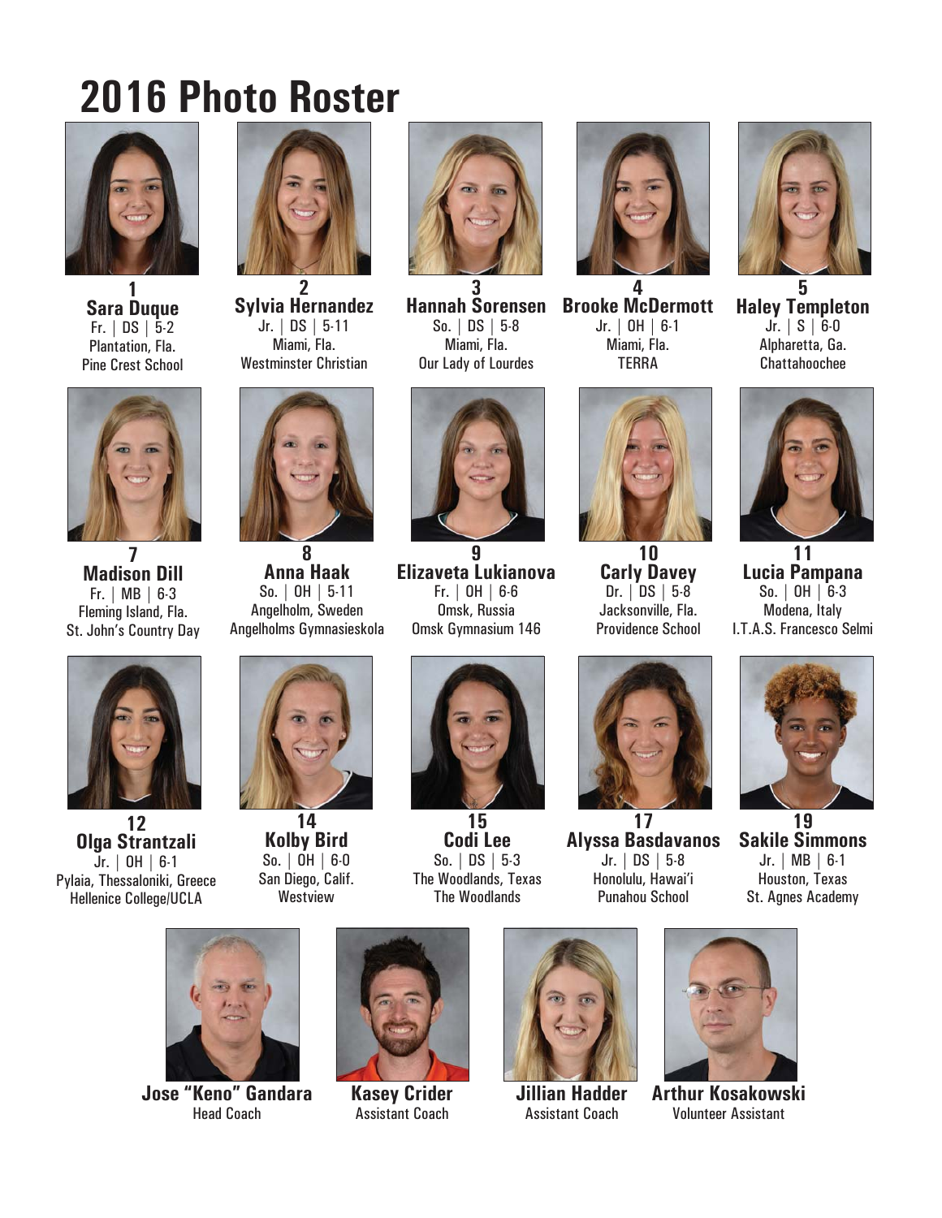# 2016 Photo Roster

**1**
**Sara Duque**
Fr. | DS | 5-2
Plantation, Fla.
Pine Crest School

**2**
**Sylvia Hernandez**
Jr. | DS | 5-11
Miami, Fla.
Westminster Christian

**3**
**Hannah Sorensen**
So. | DS | 5-8
Miami, Fla.
Our Lady of Lourdes

**4**
**Brooke McDermott**
Jr. | OH | 6-1
Miami, Fla.
TERRA

**5**
**Haley Templeton**
Jr. | S | 6-0
Alpharetta, Ga.
Chattahoochee

**7**
**Madison Dill**
Fr. | MB | 6-3
Fleming Island, Fla.
St. John's Country Day

**8**
**Anna Haak**
So. | OH | 5-11
Angelholm, Sweden
Angelholms Gymnasieskola

**9**
**Elizaveta Lukianova**
Fr. | OH | 6-6
Omsk, Russia
Omsk Gymnasium 146

**10**
**Carly Davey**
Dr. | DS | 5-8
Jacksonville, Fla.
Providence School

**11**
**Lucia Pampana**
So. | OH | 6-3
Modena, Italy
I.T.A.S. Francesco Selmi

**12**
**Olga Strantzali**
Jr. | OH | 6-1
Pylaia, Thessaloniki, Greece
Hellenice College/UCLA

**14**
**Kolby Bird**
So. | OH | 6-0
San Diego, Calif.
Westview

**15**
**Codi Lee**
So. | DS | 5-3
The Woodlands, Texas
The Woodlands

**17**
**Alyssa Basdavanos**
Jr. | DS | 5-8
Honolulu, Hawai'i
Punahou School

**19**
**Sakile Simmons**
Jr. | MB | 6-1
Houston, Texas
St. Agnes Academy

**Jose "Keno" Gandara**
Head Coach

**Kasey Crider**
Assistant Coach

**Jillian Hadder**
Assistant Coach

**Arthur Kosakowski**
Volunteer Assistant